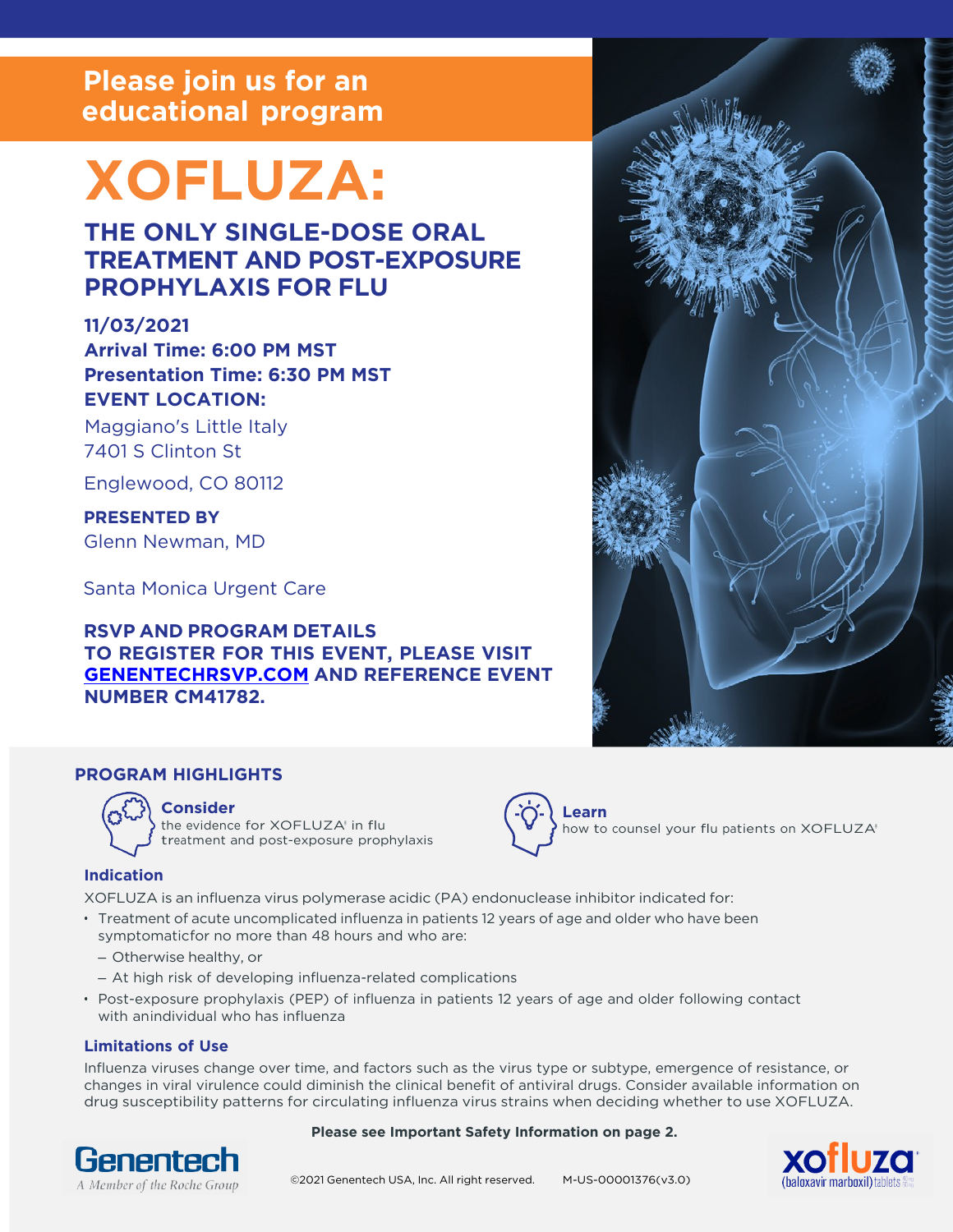## Please join us for an educational program

# XOFLUZA:

## THE ONLY SINGLE-DOSE ORAL TREATMENT AND POST-EXPOSURE PROPHYLAXIS FOR FLU

**11/03/2021**
**Arrival Time: 6:00 PM MST**
**Presentation Time: 6:30 PM MST**
**EVENT LOCATION:**

Maggiano's Little Italy
7401 S Clinton St

Englewood, CO 80112

**PRESENTED BY**
Glenn Newman, MD

Santa Monica Urgent Care

**RSVP AND PROGRAM DETAILS**
**TO REGISTER FOR THIS EVENT, PLEASE VISIT GENENTECHRSVP.COM AND REFERENCE EVENT NUMBER CM41782.**

### PROGRAM HIGHLIGHTS

**Consider**
the evidence for XOFLUZA® in flu treatment and post-exposure prophylaxis

**Learn**
how to counsel your flu patients on XOFLUZA®

### Indication

XOFLUZA is an influenza virus polymerase acidic (PA) endonuclease inhibitor indicated for:

- Treatment of acute uncomplicated influenza in patients 12 years of age and older who have been symptomaticfor no more than 48 hours and who are:
  - Otherwise healthy, or
  - At high risk of developing influenza-related complications
- Post-exposure prophylaxis (PEP) of influenza in patients 12 years of age and older following contact with anindividual who has influenza

### Limitations of Use

Influenza viruses change over time, and factors such as the virus type or subtype, emergence of resistance, or changes in viral virulence could diminish the clinical benefit of antiviral drugs. Consider available information on drug susceptibility patterns for circulating influenza virus strains when deciding whether to use XOFLUZA.

**Please see Important Safety Information on page 2.**

Genentech
A Member of the Roche Group

©2021 Genentech USA, Inc. All right reserved. M-US-00001376(v3.0)

xofluza® (baloxavir marboxil) tablets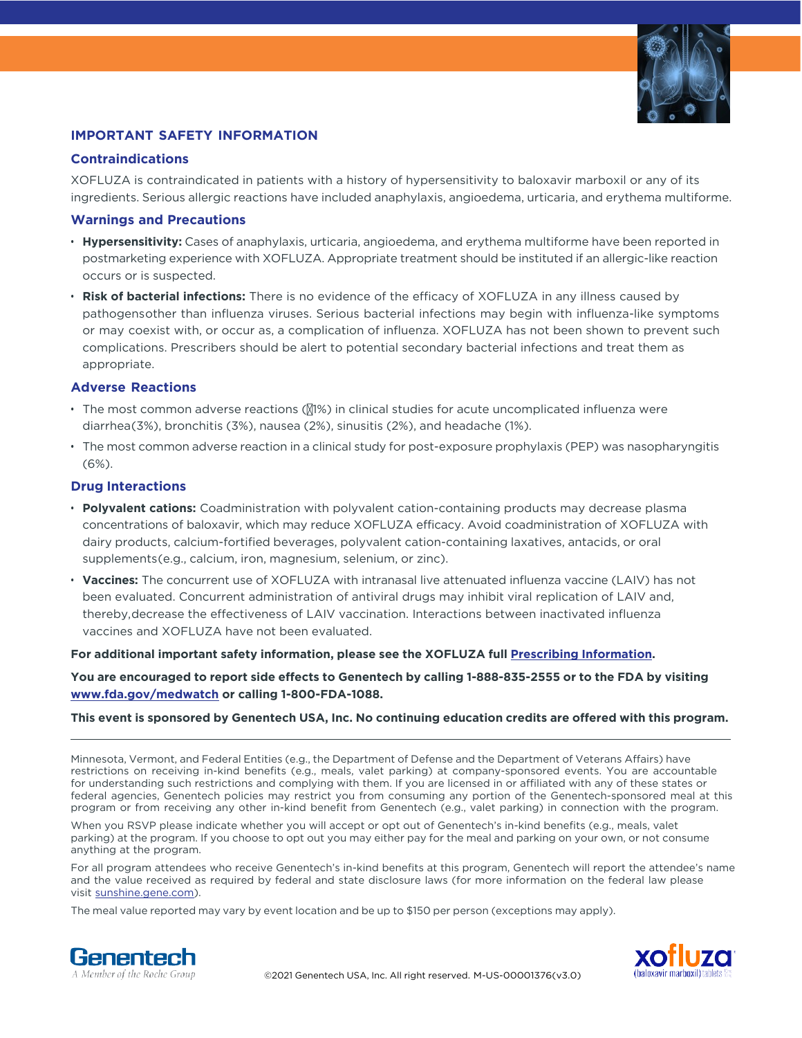## IMPORTANT SAFETY INFORMATION

### Contraindications

XOFLUZA is contraindicated in patients with a history of hypersensitivity to baloxavir marboxil or any of its ingredients. Serious allergic reactions have included anaphylaxis, angioedema, urticaria, and erythema multiforme.

### Warnings and Precautions

- **Hypersensitivity:** Cases of anaphylaxis, urticaria, angioedema, and erythema multiforme have been reported in postmarketing experience with XOFLUZA. Appropriate treatment should be instituted if an allergic-like reaction occurs or is suspected.
- **Risk of bacterial infections:** There is no evidence of the efficacy of XOFLUZA in any illness caused by pathogensother than influenza viruses. Serious bacterial infections may begin with influenza-like symptoms or may coexist with, or occur as, a complication of influenza. XOFLUZA has not been shown to prevent such complications. Prescribers should be alert to potential secondary bacterial infections and treat them as appropriate.

### Adverse Reactions

- The most common adverse reactions (≥1%) in clinical studies for acute uncomplicated influenza were diarrhea(3%), bronchitis (3%), nausea (2%), sinusitis (2%), and headache (1%).
- The most common adverse reaction in a clinical study for post-exposure prophylaxis (PEP) was nasopharyngitis (6%).

### Drug Interactions

- **Polyvalent cations:** Coadministration with polyvalent cation-containing products may decrease plasma concentrations of baloxavir, which may reduce XOFLUZA efficacy. Avoid coadministration of XOFLUZA with dairy products, calcium-fortified beverages, polyvalent cation-containing laxatives, antacids, or oral supplements(e.g., calcium, iron, magnesium, selenium, or zinc).
- **Vaccines:** The concurrent use of XOFLUZA with intranasal live attenuated influenza vaccine (LAIV) has not been evaluated. Concurrent administration of antiviral drugs may inhibit viral replication of LAIV and, thereby,decrease the effectiveness of LAIV vaccination. Interactions between inactivated influenza vaccines and XOFLUZA have not been evaluated.

**For additional important safety information, please see the XOFLUZA full Prescribing Information.**

**You are encouraged to report side effects to Genentech by calling 1-888-835-2555 or to the FDA by visiting www.fda.gov/medwatch or calling 1-800-FDA-1088.**

**This event is sponsored by Genentech USA, Inc. No continuing education credits are offered with this program.**

---

Minnesota, Vermont, and Federal Entities (e.g., the Department of Defense and the Department of Veterans Affairs) have restrictions on receiving in-kind benefits (e.g., meals, valet parking) at company-sponsored events. You are accountable for understanding such restrictions and complying with them. If you are licensed in or affiliated with any of these states or federal agencies, Genentech policies may restrict you from consuming any portion of the Genentech-sponsored meal at this program or from receiving any other in-kind benefit from Genentech (e.g., valet parking) in connection with the program.

When you RSVP please indicate whether you will accept or opt out of Genentech's in-kind benefits (e.g., meals, valet parking) at the program. If you choose to opt out you may either pay for the meal and parking on your own, or not consume anything at the program.

For all program attendees who receive Genentech's in-kind benefits at this program, Genentech will report the attendee's name and the value received as required by federal and state disclosure laws (for more information on the federal law please visit sunshine.gene.com).

The meal value reported may vary by event location and be up to $150 per person (exceptions may apply).

Genentech
A Member of the Roche Group

©2021 Genentech USA, Inc. All right reserved. M-US-00001376(v3.0)

xofluza (baloxavir marboxil) tablets